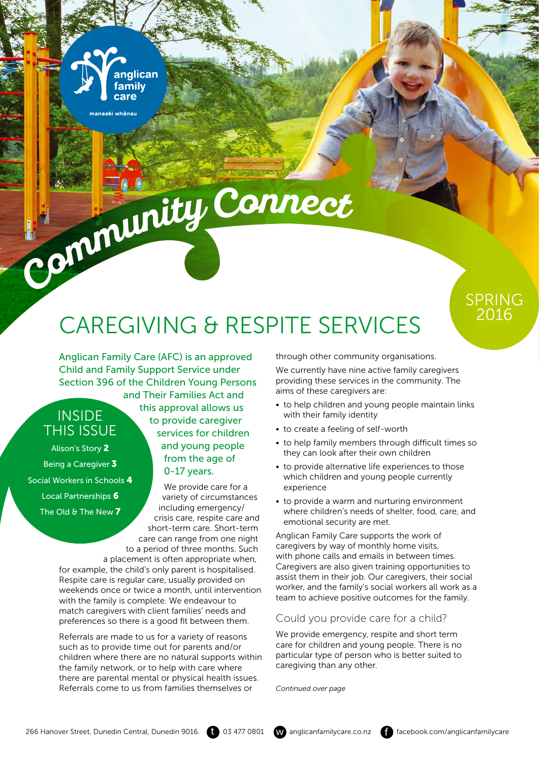anglican family care

manaaki whānau

# Community Connect

SPRING 2016

## CAREGIVING & RESPITE SERVICES

**INSIDE THIS ISSUE**

- Alison's Story **2**
- Being a Caregiver **3**
- Social Workers in Schools **4**
- Local Partnerships **6**
- The Old & The New **7**

Anglican Family Care (AFC) is an approved Child and Family Support Service under Section 396 of the Children Young Persons and Their Families Act and this approval allows us to provide caregiver services for children and young people from the age of 0-17 years.

We provide care for a variety of circumstances including emergency/crisis care, respite care and short-term care. Short-term care can range from one night to a period of three months. Such a placement is often appropriate when, for example, the child's only parent is hospitalised. Respite care is regular care, usually provided on weekends once or twice a month, until intervention with the family is complete. We endeavour to match caregivers with client families' needs and preferences so there is a good fit between them.

Referrals are made to us for a variety of reasons such as to provide time out for parents and/or children where there are no natural supports within the family network, or to help with care where there are parental mental or physical health issues. Referrals come to us from families themselves or through other community organisations.

We currently have nine active family caregivers providing these services in the community. The aims of these caregivers are:

- to help children and young people maintain links with their family identity
- to create a feeling of self-worth
- to help family members through difficult times so they can look after their own children
- to provide alternative life experiences to those which children and young people currently experience
- to provide a warm and nurturing environment where children's needs of shelter, food, care, and emotional security are met.

Anglican Family Care supports the work of caregivers by way of monthly home visits, with phone calls and emails in between times. Caregivers are also given training opportunities to assist them in their job. Our caregivers, their social worker, and the family's social workers all work as a team to achieve positive outcomes for the family.

### Could you provide care for a child?

We provide emergency, respite and short term care for children and young people. There is no particular type of person who is better suited to caregiving than any other.

*Continued over page*

266 Hanover Street, Dunedin Central, Dunedin 9016. t 03 477 0801 w anglicanfamilycare.co.nz f facebook.com/anglicanfamilycare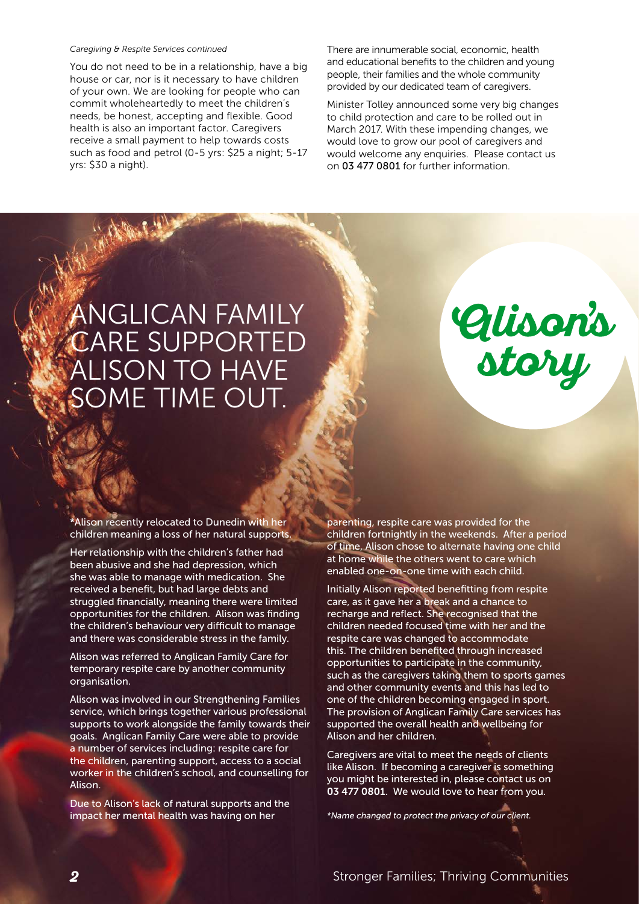*Caregiving & Respite Services continued*

You do not need to be in a relationship, have a big house or car, nor is it necessary to have children of your own. We are looking for people who can commit wholeheartedly to meet the children's needs, be honest, accepting and flexible. Good health is also an important factor. Caregivers receive a small payment to help towards costs such as food and petrol (0-5 yrs: $25 a night; 5-17 yrs: $30 a night).

There are innumerable social, economic, health and educational benefits to the children and young people, their families and the whole community provided by our dedicated team of caregivers.

Minister Tolley announced some very big changes to child protection and care to be rolled out in March 2017. With these impending changes, we would love to grow our pool of caregivers and would welcome any enquiries. Please contact us on **03 477 0801** for further information.

# ANGLICAN FAMILY CARE SUPPORTED ALISON TO HAVE SOME TIME OUT.

## Alison's story

*Alison recently relocated to Dunedin with her children meaning a loss of her natural supports.

Her relationship with the children's father had been abusive and she had depression, which she was able to manage with medication. She received a benefit, but had large debts and struggled financially, meaning there were limited opportunities for the children. Alison was finding the children's behaviour very difficult to manage and there was considerable stress in the family.

Alison was referred to Anglican Family Care for temporary respite care by another community organisation.

Alison was involved in our Strengthening Families service, which brings together various professional supports to work alongside the family towards their goals. Anglican Family Care were able to provide a number of services including: respite care for the children, parenting support, access to a social worker in the children's school, and counselling for Alison.

Due to Alison's lack of natural supports and the impact her mental health was having on her parenting, respite care was provided for the children fortnightly in the weekends. After a period of time, Alison chose to alternate having one child at home while the others went to care which enabled one-on-one time with each child.

Initially Alison reported benefitting from respite care, as it gave her a break and a chance to recharge and reflect. She recognised that the children needed focused time with her and the respite care was changed to accommodate this. The children benefited through increased opportunities to participate in the community, such as the caregivers taking them to sports games and other community events and this has led to one of the children becoming engaged in sport. The provision of Anglican Family Care services has supported the overall health and wellbeing for Alison and her children.

Caregivers are vital to meet the needs of clients like Alison. If becoming a caregiver is something you might be interested in, please contact us on **03 477 0801**. We would love to hear from you.

*\*Name changed to protect the privacy of our client.*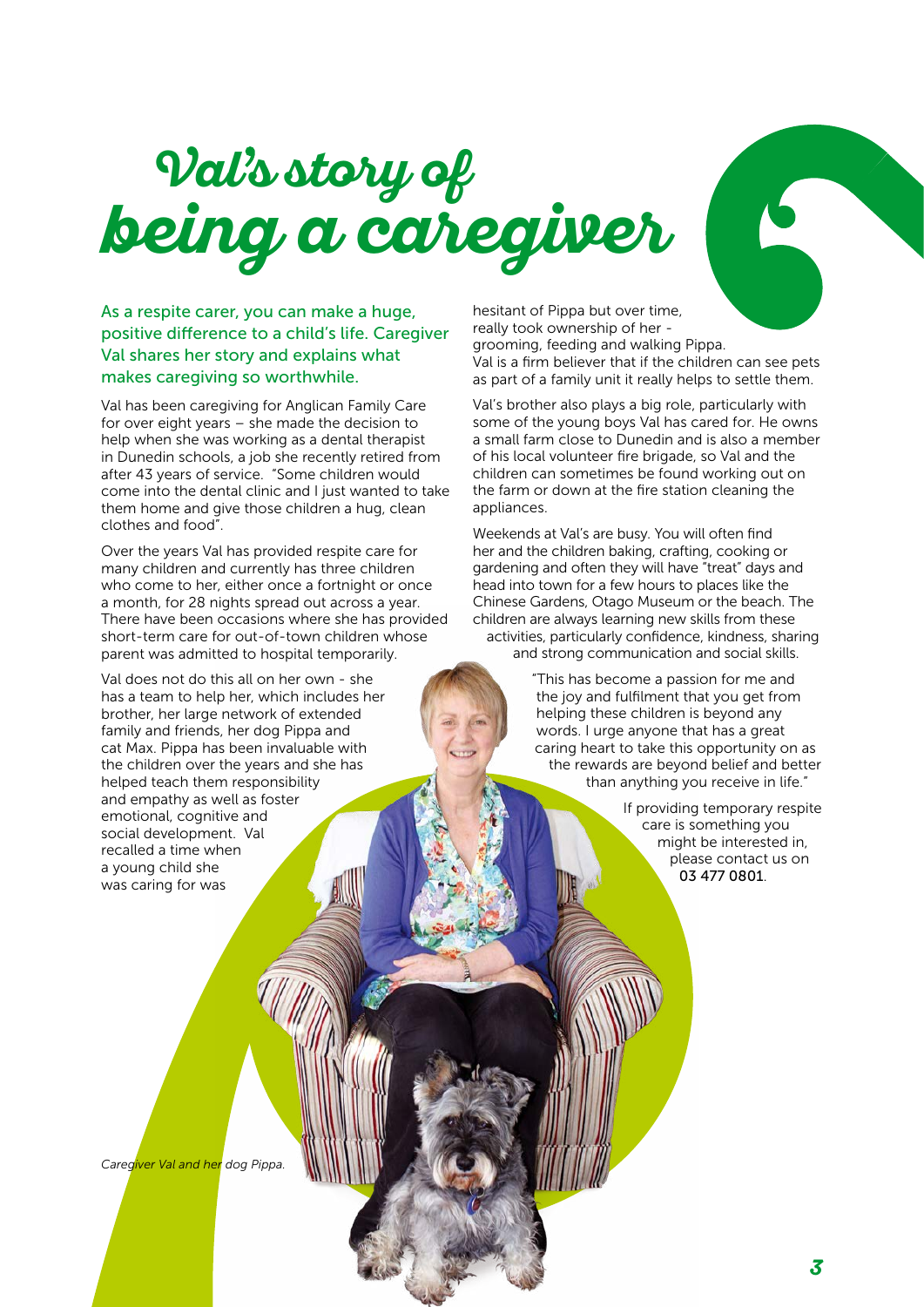# Val's story of being a caregiver

As a respite carer, you can make a huge, positive difference to a child's life. Caregiver Val shares her story and explains what makes caregiving so worthwhile.

Val has been caregiving for Anglican Family Care for over eight years – she made the decision to help when she was working as a dental therapist in Dunedin schools, a job she recently retired from after 43 years of service. "Some children would come into the dental clinic and I just wanted to take them home and give those children a hug, clean clothes and food".

Over the years Val has provided respite care for many children and currently has three children who come to her, either once a fortnight or once a month, for 28 nights spread out across a year. There have been occasions where she has provided short-term care for out-of-town children whose parent was admitted to hospital temporarily.

Val does not do this all on her own - she has a team to help her, which includes her brother, her large network of extended family and friends, her dog Pippa and cat Max. Pippa has been invaluable with the children over the years and she has helped teach them responsibility and empathy as well as foster emotional, cognitive and social development. Val recalled a time when a young child she was caring for was hesitant of Pippa but over time, really took ownership of her - grooming, feeding and walking Pippa. Val is a firm believer that if the children can see pets as part of a family unit it really helps to settle them.

Val's brother also plays a big role, particularly with some of the young boys Val has cared for. He owns a small farm close to Dunedin and is also a member of his local volunteer fire brigade, so Val and the children can sometimes be found working out on the farm or down at the fire station cleaning the appliances.

Weekends at Val's are busy. You will often find her and the children baking, crafting, cooking or gardening and often they will have "treat" days and head into town for a few hours to places like the Chinese Gardens, Otago Museum or the beach. The children are always learning new skills from these activities, particularly confidence, kindness, sharing and strong communication and social skills.

"This has become a passion for me and the joy and fulfilment that you get from helping these children is beyond any words. I urge anyone that has a great caring heart to take this opportunity on as the rewards are beyond belief and better than anything you receive in life."

If providing temporary respite care is something you might be interested in, please contact us on **03 477 0801**.

*Caregiver Val and her dog Pippa.*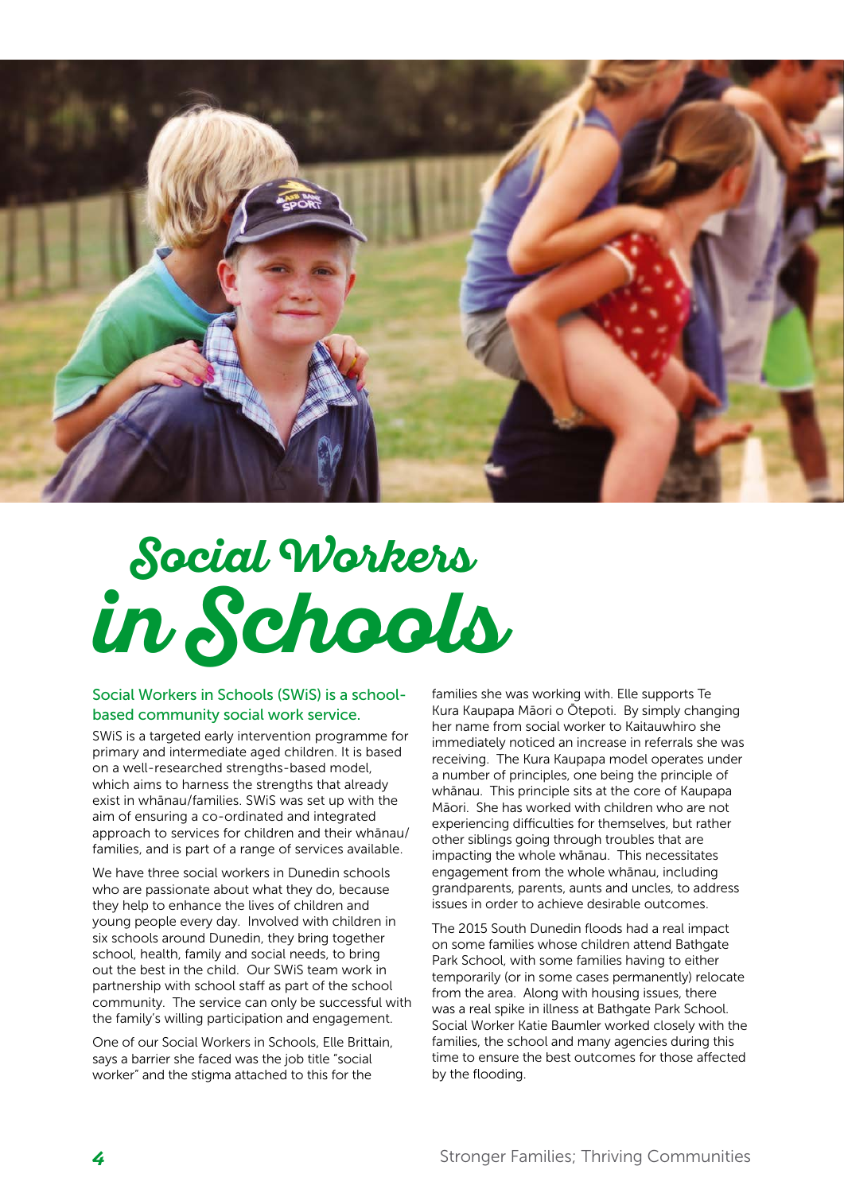# Social Workers in Schools

**Social Workers in Schools (SWiS) is a school-based community social work service.**

SWiS is a targeted early intervention programme for primary and intermediate aged children. It is based on a well-researched strengths-based model, which aims to harness the strengths that already exist in whānau/families. SWiS was set up with the aim of ensuring a co-ordinated and integrated approach to services for children and their whānau/families, and is part of a range of services available.

We have three social workers in Dunedin schools who are passionate about what they do, because they help to enhance the lives of children and young people every day. Involved with children in six schools around Dunedin, they bring together school, health, family and social needs, to bring out the best in the child. Our SWiS team work in partnership with school staff as part of the school community. The service can only be successful with the family's willing participation and engagement.

One of our Social Workers in Schools, Elle Brittain, says a barrier she faced was the job title "social worker" and the stigma attached to this for the families she was working with. Elle supports Te Kura Kaupapa Māori o Ōtepoti. By simply changing her name from social worker to Kaitauwhiro she immediately noticed an increase in referrals she was receiving. The Kura Kaupapa model operates under a number of principles, one being the principle of whānau. This principle sits at the core of Kaupapa Māori. She has worked with children who are not experiencing difficulties for themselves, but rather other siblings going through troubles that are impacting the whole whānau. This necessitates engagement from the whole whānau, including grandparents, parents, aunts and uncles, to address issues in order to achieve desirable outcomes.

The 2015 South Dunedin floods had a real impact on some families whose children attend Bathgate Park School, with some families having to either temporarily (or in some cases permanently) relocate from the area. Along with housing issues, there was a real spike in illness at Bathgate Park School. Social Worker Katie Baumler worked closely with the families, the school and many agencies during this time to ensure the best outcomes for those affected by the flooding.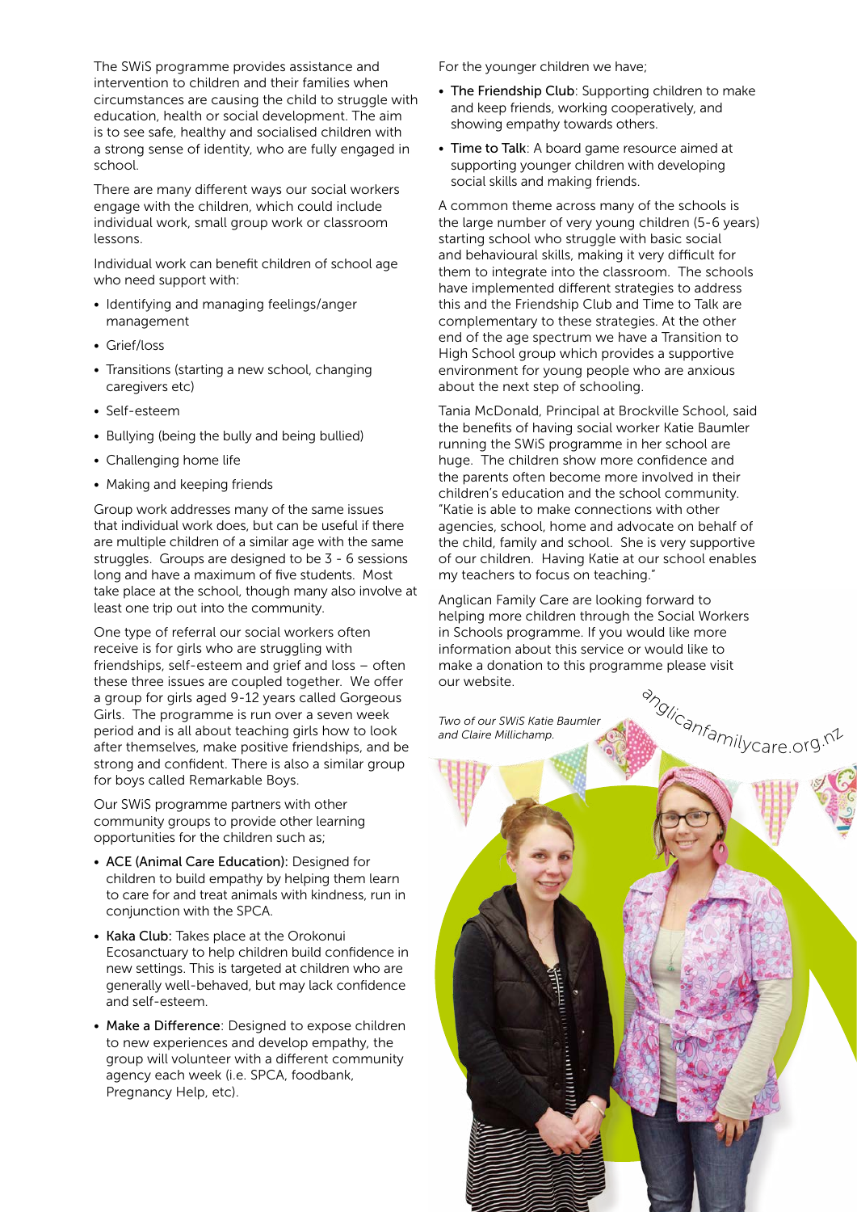The SWiS programme provides assistance and intervention to children and their families when circumstances are causing the child to struggle with education, health or social development. The aim is to see safe, healthy and socialised children with a strong sense of identity, who are fully engaged in school.

There are many different ways our social workers engage with the children, which could include individual work, small group work or classroom lessons.

Individual work can benefit children of school age who need support with:

- Identifying and managing feelings/anger management
- Grief/loss
- Transitions (starting a new school, changing caregivers etc)
- Self-esteem
- Bullying (being the bully and being bullied)
- Challenging home life
- Making and keeping friends

Group work addresses many of the same issues that individual work does, but can be useful if there are multiple children of a similar age with the same struggles. Groups are designed to be 3 - 6 sessions long and have a maximum of five students. Most take place at the school, though many also involve at least one trip out into the community.

One type of referral our social workers often receive is for girls who are struggling with friendships, self-esteem and grief and loss – often these three issues are coupled together. We offer a group for girls aged 9-12 years called Gorgeous Girls. The programme is run over a seven week period and is all about teaching girls how to look after themselves, make positive friendships, and be strong and confident. There is also a similar group for boys called Remarkable Boys.

Our SWiS programme partners with other community groups to provide other learning opportunities for the children such as;

- **ACE (Animal Care Education):** Designed for children to build empathy by helping them learn to care for and treat animals with kindness, run in conjunction with the SPCA.
- **Kaka Club:** Takes place at the Orokonui Ecosanctuary to help children build confidence in new settings. This is targeted at children who are generally well-behaved, but may lack confidence and self-esteem.
- **Make a Difference**: Designed to expose children to new experiences and develop empathy, the group will volunteer with a different community agency each week (i.e. SPCA, foodbank, Pregnancy Help, etc).

For the younger children we have;

- **The Friendship Club**: Supporting children to make and keep friends, working cooperatively, and showing empathy towards others.
- **Time to Talk**: A board game resource aimed at supporting younger children with developing social skills and making friends.

A common theme across many of the schools is the large number of very young children (5-6 years) starting school who struggle with basic social and behavioural skills, making it very difficult for them to integrate into the classroom. The schools have implemented different strategies to address this and the Friendship Club and Time to Talk are complementary to these strategies. At the other end of the age spectrum we have a Transition to High School group which provides a supportive environment for young people who are anxious about the next step of schooling.

Tania McDonald, Principal at Brockville School, said the benefits of having social worker Katie Baumler running the SWiS programme in her school are huge. The children show more confidence and the parents often become more involved in their children's education and the school community. "Katie is able to make connections with other agencies, school, home and advocate on behalf of the child, family and school. She is very supportive of our children. Having Katie at our school enables my teachers to focus on teaching."

Anglican Family Care are looking forward to helping more children through the Social Workers in Schools programme. If you would like more information about this service or would like to make a donation to this programme please visit our website.

anglicanfamilycare.org.nz

*Two of our SWiS Katie Baumler and Claire Millichamp.*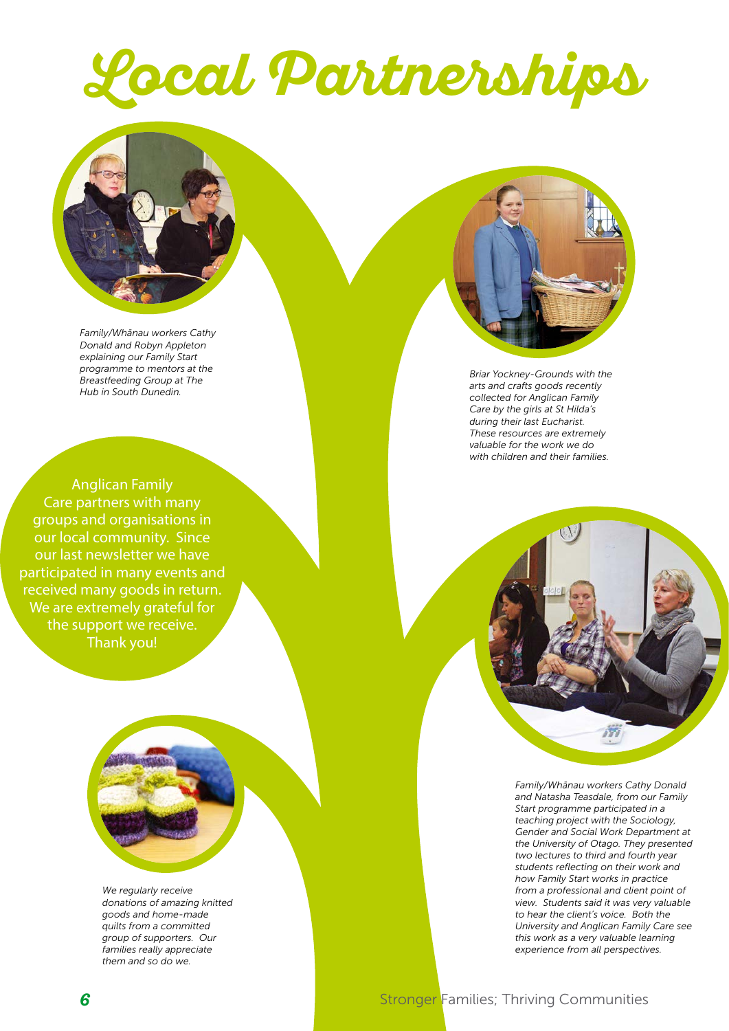# Local Partnerships

*Family/Whānau workers Cathy Donald and Robyn Appleton explaining our Family Start programme to mentors at the Breastfeeding Group at The Hub in South Dunedin.*

*Briar Yockney-Grounds with the arts and crafts goods recently collected for Anglican Family Care by the girls at St Hilda's during their last Eucharist. These resources are extremely valuable for the work we do with children and their families.*

Anglican Family Care partners with many groups and organisations in our local community. Since our last newsletter we have participated in many events and received many goods in return. We are extremely grateful for the support we receive. Thank you!

*Family/Whānau workers Cathy Donald and Natasha Teasdale, from our Family Start programme participated in a teaching project with the Sociology, Gender and Social Work Department at the University of Otago. They presented two lectures to third and fourth year students reflecting on their work and how Family Start works in practice from a professional and client point of view. Students said it was very valuable to hear the client's voice. Both the University and Anglican Family Care see this work as a very valuable learning experience from all perspectives.*

*We regularly receive donations of amazing knitted goods and home-made quilts from a committed group of supporters. Our families really appreciate them and so do we.*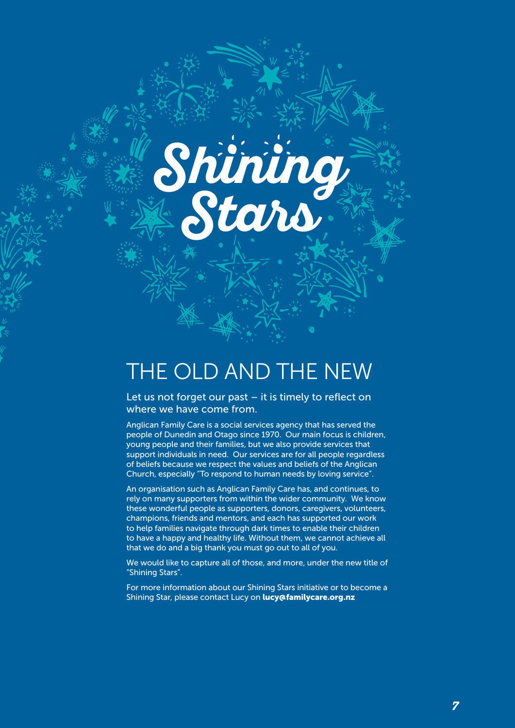# Shining Stars

## THE OLD AND THE NEW

Let us not forget our past – it is timely to reflect on where we have come from.

Anglican Family Care is a social services agency that has served the people of Dunedin and Otago since 1970. Our main focus is children, young people and their families, but we also provide services that support individuals in need. Our services are for all people regardless of beliefs because we respect the values and beliefs of the Anglican Church, especially "To respond to human needs by loving service".

An organisation such as Anglican Family Care has, and continues, to rely on many supporters from within the wider community. We know these wonderful people as supporters, donors, caregivers, volunteers, champions, friends and mentors, and each has supported our work to help families navigate through dark times to enable their children to have a happy and healthy life. Without them, we cannot achieve all that we do and a big thank you must go out to all of you.

We would like to capture all of those, and more, under the new title of "Shining Stars".

For more information about our Shining Stars initiative or to become a Shining Star, please contact Lucy on **lucy@familycare.org.nz**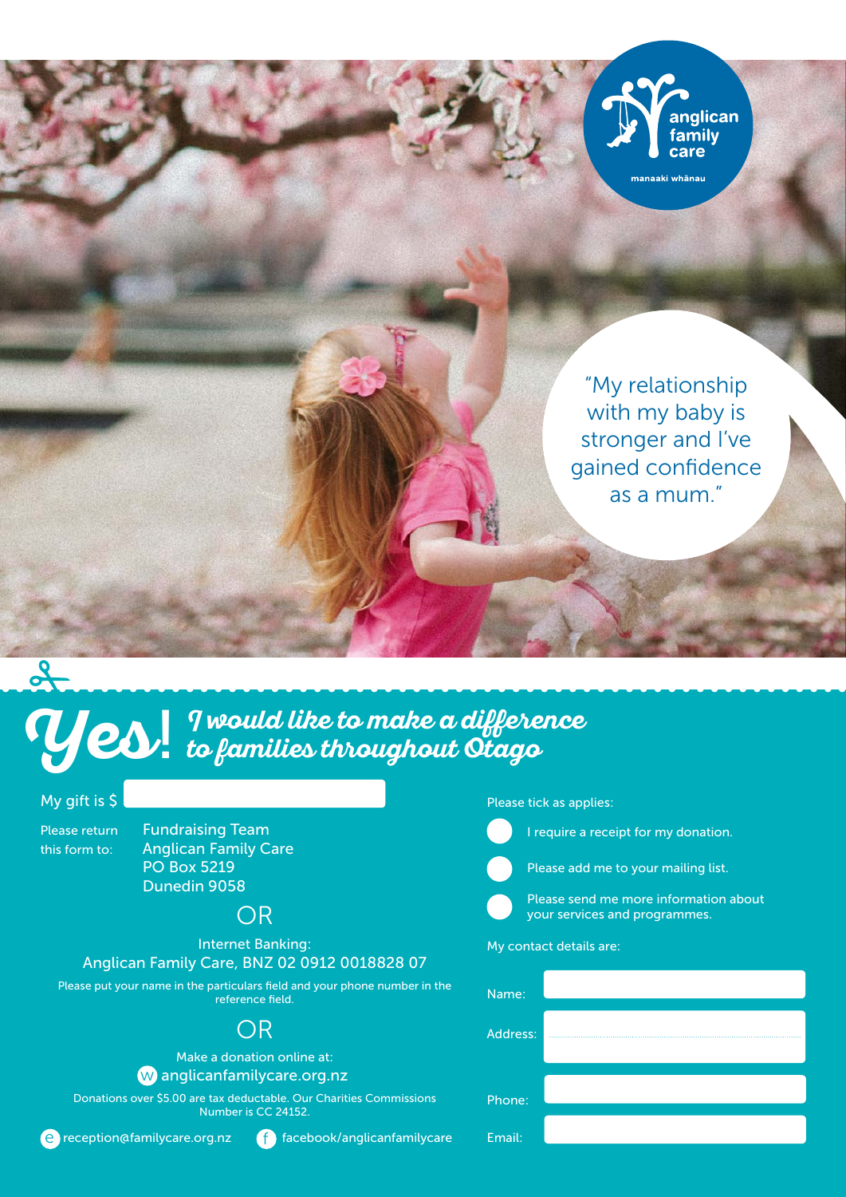anglican family care

manaaki whānau

"My relationship with my baby is stronger and I've gained confidence as a mum."

# Yes! *I would like to make a difference to families throughout Otago*

My gift is $

Please return this form to:

Fundraising Team
Anglican Family Care
PO Box 5219
Dunedin 9058

OR

Internet Banking:
Anglican Family Care, BNZ 02 0912 0018828 07

Please put your name in the particulars field and your phone number in the reference field.

OR

Make a donation online at:
anglicanfamilycare.org.nz

Donations over $5.00 are tax deductable. Our Charities Commissions Number is CC 24152.

reception@familycare.org.nz

facebook/anglicanfamilycare

Please tick as applies:

- I require a receipt for my donation.
- Please add me to your mailing list.
- Please send me more information about your services and programmes.

My contact details are:

Name:

Address:

Phone:

Email: